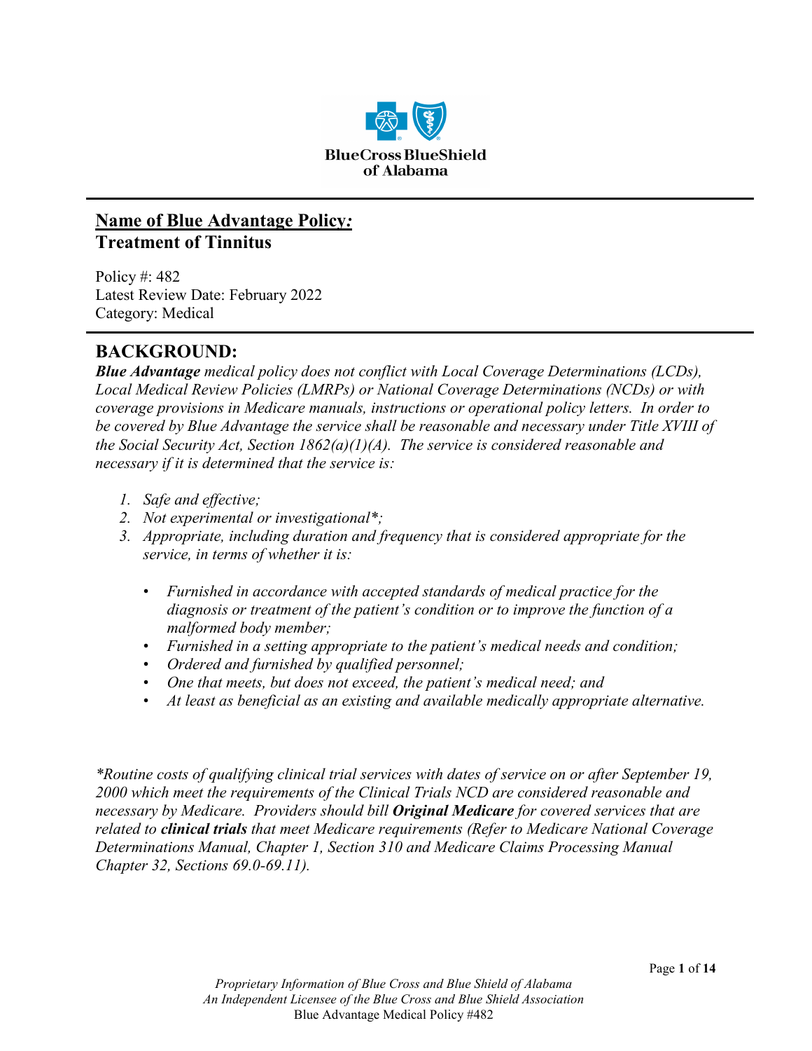BlueCross BlueShield of Alabama

## Name of Blue Advantage Policy: Treatment of Tinnitus

Policy #: 482
Latest Review Date: February 2022
Category: Medical

## BACKGROUND:

***Blue Advantage*** *medical policy does not conflict with Local Coverage Determinations (LCDs), Local Medical Review Policies (LMRPs) or National Coverage Determinations (NCDs) or with coverage provisions in Medicare manuals, instructions or operational policy letters. In order to be covered by Blue Advantage the service shall be reasonable and necessary under Title XVIII of the Social Security Act, Section 1862(a)(1)(A). The service is considered reasonable and necessary if it is determined that the service is:*

1. *Safe and effective;*
2. *Not experimental or investigational*;*
3. *Appropriate, including duration and frequency that is considered appropriate for the service, in terms of whether it is:*
   - *Furnished in accordance with accepted standards of medical practice for the diagnosis or treatment of the patient's condition or to improve the function of a malformed body member;*
   - *Furnished in a setting appropriate to the patient's medical needs and condition;*
   - *Ordered and furnished by qualified personnel;*
   - *One that meets, but does not exceed, the patient's medical need; and*
   - *At least as beneficial as an existing and available medically appropriate alternative.*

**Routine costs of qualifying clinical trial services with dates of service on or after September 19, 2000 which meet the requirements of the Clinical Trials NCD are considered reasonable and necessary by Medicare. Providers should bill* ***Original Medicare*** *for covered services that are related to* ***clinical trials*** *that meet Medicare requirements (Refer to Medicare National Coverage Determinations Manual, Chapter 1, Section 310 and Medicare Claims Processing Manual Chapter 32, Sections 69.0-69.11).*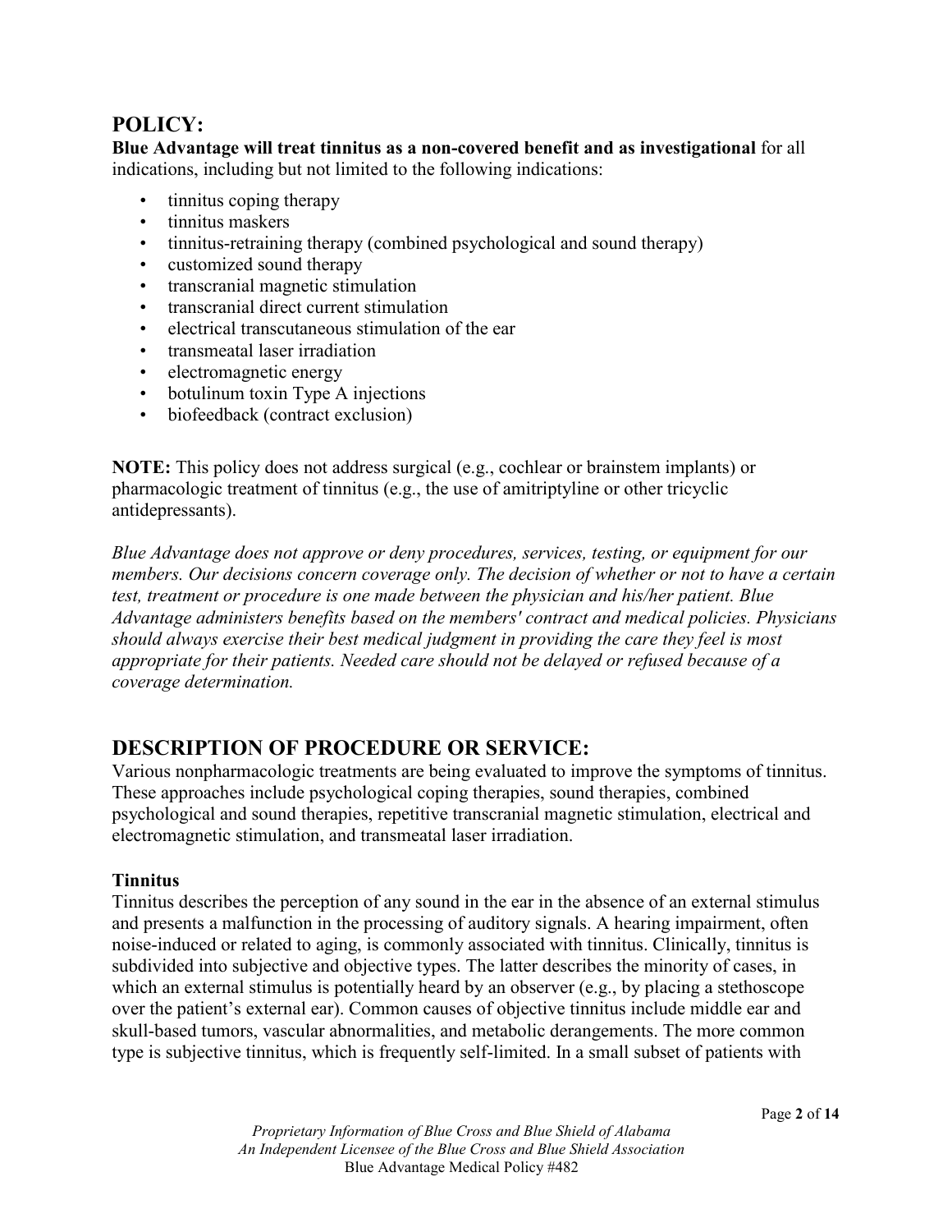## POLICY:

**Blue Advantage will treat tinnitus as a non-covered benefit and as investigational** for all indications, including but not limited to the following indications:

- tinnitus coping therapy
- tinnitus maskers
- tinnitus-retraining therapy (combined psychological and sound therapy)
- customized sound therapy
- transcranial magnetic stimulation
- transcranial direct current stimulation
- electrical transcutaneous stimulation of the ear
- transmeatal laser irradiation
- electromagnetic energy
- botulinum toxin Type A injections
- biofeedback (contract exclusion)

**NOTE:** This policy does not address surgical (e.g., cochlear or brainstem implants) or pharmacologic treatment of tinnitus (e.g., the use of amitriptyline or other tricyclic antidepressants).

*Blue Advantage does not approve or deny procedures, services, testing, or equipment for our members. Our decisions concern coverage only. The decision of whether or not to have a certain test, treatment or procedure is one made between the physician and his/her patient. Blue Advantage administers benefits based on the members' contract and medical policies. Physicians should always exercise their best medical judgment in providing the care they feel is most appropriate for their patients. Needed care should not be delayed or refused because of a coverage determination.*

## DESCRIPTION OF PROCEDURE OR SERVICE:

Various nonpharmacologic treatments are being evaluated to improve the symptoms of tinnitus. These approaches include psychological coping therapies, sound therapies, combined psychological and sound therapies, repetitive transcranial magnetic stimulation, electrical and electromagnetic stimulation, and transmeatal laser irradiation.

**Tinnitus**

Tinnitus describes the perception of any sound in the ear in the absence of an external stimulus and presents a malfunction in the processing of auditory signals. A hearing impairment, often noise-induced or related to aging, is commonly associated with tinnitus. Clinically, tinnitus is subdivided into subjective and objective types. The latter describes the minority of cases, in which an external stimulus is potentially heard by an observer (e.g., by placing a stethoscope over the patient's external ear). Common causes of objective tinnitus include middle ear and skull-based tumors, vascular abnormalities, and metabolic derangements. The more common type is subjective tinnitus, which is frequently self-limited. In a small subset of patients with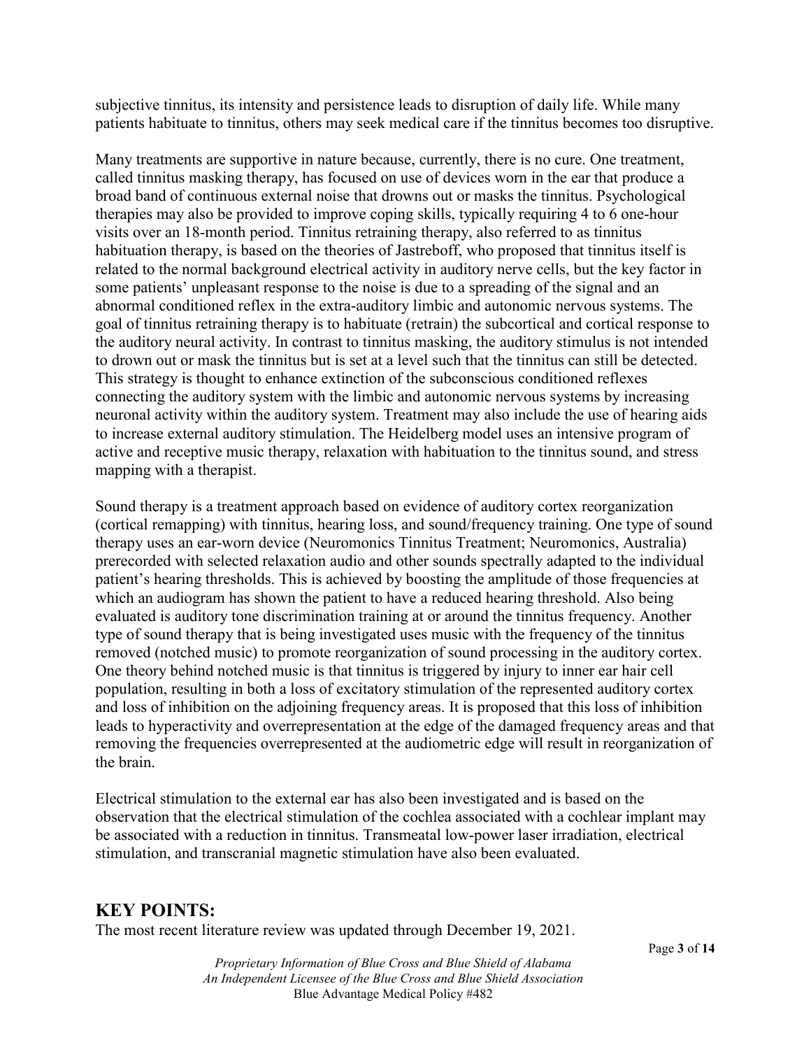subjective tinnitus, its intensity and persistence leads to disruption of daily life. While many patients habituate to tinnitus, others may seek medical care if the tinnitus becomes too disruptive.

Many treatments are supportive in nature because, currently, there is no cure. One treatment, called tinnitus masking therapy, has focused on use of devices worn in the ear that produce a broad band of continuous external noise that drowns out or masks the tinnitus. Psychological therapies may also be provided to improve coping skills, typically requiring 4 to 6 one-hour visits over an 18-month period. Tinnitus retraining therapy, also referred to as tinnitus habituation therapy, is based on the theories of Jastreboff, who proposed that tinnitus itself is related to the normal background electrical activity in auditory nerve cells, but the key factor in some patients' unpleasant response to the noise is due to a spreading of the signal and an abnormal conditioned reflex in the extra-auditory limbic and autonomic nervous systems. The goal of tinnitus retraining therapy is to habituate (retrain) the subcortical and cortical response to the auditory neural activity. In contrast to tinnitus masking, the auditory stimulus is not intended to drown out or mask the tinnitus but is set at a level such that the tinnitus can still be detected. This strategy is thought to enhance extinction of the subconscious conditioned reflexes connecting the auditory system with the limbic and autonomic nervous systems by increasing neuronal activity within the auditory system. Treatment may also include the use of hearing aids to increase external auditory stimulation. The Heidelberg model uses an intensive program of active and receptive music therapy, relaxation with habituation to the tinnitus sound, and stress mapping with a therapist.

Sound therapy is a treatment approach based on evidence of auditory cortex reorganization (cortical remapping) with tinnitus, hearing loss, and sound/frequency training. One type of sound therapy uses an ear-worn device (Neuromonics Tinnitus Treatment; Neuromonics, Australia) prerecorded with selected relaxation audio and other sounds spectrally adapted to the individual patient's hearing thresholds. This is achieved by boosting the amplitude of those frequencies at which an audiogram has shown the patient to have a reduced hearing threshold. Also being evaluated is auditory tone discrimination training at or around the tinnitus frequency. Another type of sound therapy that is being investigated uses music with the frequency of the tinnitus removed (notched music) to promote reorganization of sound processing in the auditory cortex. One theory behind notched music is that tinnitus is triggered by injury to inner ear hair cell population, resulting in both a loss of excitatory stimulation of the represented auditory cortex and loss of inhibition on the adjoining frequency areas. It is proposed that this loss of inhibition leads to hyperactivity and overrepresentation at the edge of the damaged frequency areas and that removing the frequencies overrepresented at the audiometric edge will result in reorganization of the brain.

Electrical stimulation to the external ear has also been investigated and is based on the observation that the electrical stimulation of the cochlea associated with a cochlear implant may be associated with a reduction in tinnitus. Transmeatal low-power laser irradiation, electrical stimulation, and transcranial magnetic stimulation have also been evaluated.

## KEY POINTS:

The most recent literature review was updated through December 19, 2021.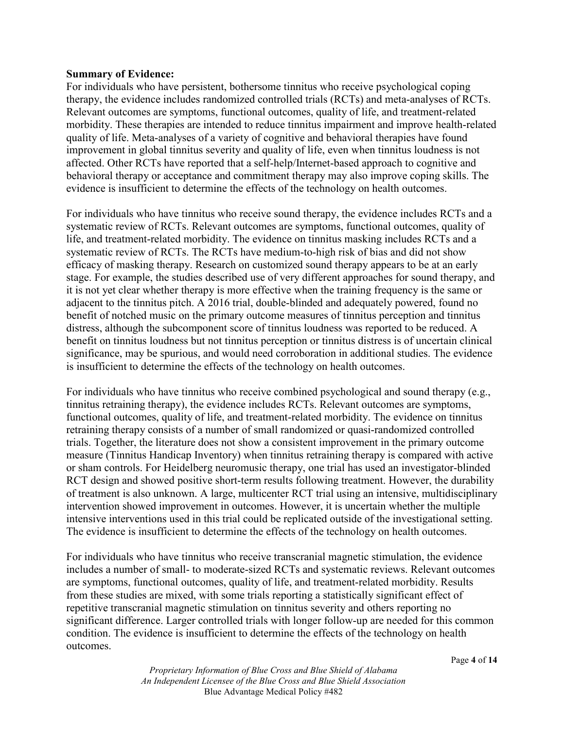**Summary of Evidence:**

For individuals who have persistent, bothersome tinnitus who receive psychological coping therapy, the evidence includes randomized controlled trials (RCTs) and meta-analyses of RCTs. Relevant outcomes are symptoms, functional outcomes, quality of life, and treatment-related morbidity. These therapies are intended to reduce tinnitus impairment and improve health-related quality of life. Meta-analyses of a variety of cognitive and behavioral therapies have found improvement in global tinnitus severity and quality of life, even when tinnitus loudness is not affected. Other RCTs have reported that a self-help/Internet-based approach to cognitive and behavioral therapy or acceptance and commitment therapy may also improve coping skills. The evidence is insufficient to determine the effects of the technology on health outcomes.

For individuals who have tinnitus who receive sound therapy, the evidence includes RCTs and a systematic review of RCTs. Relevant outcomes are symptoms, functional outcomes, quality of life, and treatment-related morbidity. The evidence on tinnitus masking includes RCTs and a systematic review of RCTs. The RCTs have medium-to-high risk of bias and did not show efficacy of masking therapy. Research on customized sound therapy appears to be at an early stage. For example, the studies described use of very different approaches for sound therapy, and it is not yet clear whether therapy is more effective when the training frequency is the same or adjacent to the tinnitus pitch. A 2016 trial, double-blinded and adequately powered, found no benefit of notched music on the primary outcome measures of tinnitus perception and tinnitus distress, although the subcomponent score of tinnitus loudness was reported to be reduced. A benefit on tinnitus loudness but not tinnitus perception or tinnitus distress is of uncertain clinical significance, may be spurious, and would need corroboration in additional studies. The evidence is insufficient to determine the effects of the technology on health outcomes.

For individuals who have tinnitus who receive combined psychological and sound therapy (e.g., tinnitus retraining therapy), the evidence includes RCTs. Relevant outcomes are symptoms, functional outcomes, quality of life, and treatment-related morbidity. The evidence on tinnitus retraining therapy consists of a number of small randomized or quasi-randomized controlled trials. Together, the literature does not show a consistent improvement in the primary outcome measure (Tinnitus Handicap Inventory) when tinnitus retraining therapy is compared with active or sham controls. For Heidelberg neuromusic therapy, one trial has used an investigator-blinded RCT design and showed positive short-term results following treatment. However, the durability of treatment is also unknown. A large, multicenter RCT trial using an intensive, multidisciplinary intervention showed improvement in outcomes. However, it is uncertain whether the multiple intensive interventions used in this trial could be replicated outside of the investigational setting. The evidence is insufficient to determine the effects of the technology on health outcomes.

For individuals who have tinnitus who receive transcranial magnetic stimulation, the evidence includes a number of small- to moderate-sized RCTs and systematic reviews. Relevant outcomes are symptoms, functional outcomes, quality of life, and treatment-related morbidity. Results from these studies are mixed, with some trials reporting a statistically significant effect of repetitive transcranial magnetic stimulation on tinnitus severity and others reporting no significant difference. Larger controlled trials with longer follow-up are needed for this common condition. The evidence is insufficient to determine the effects of the technology on health outcomes.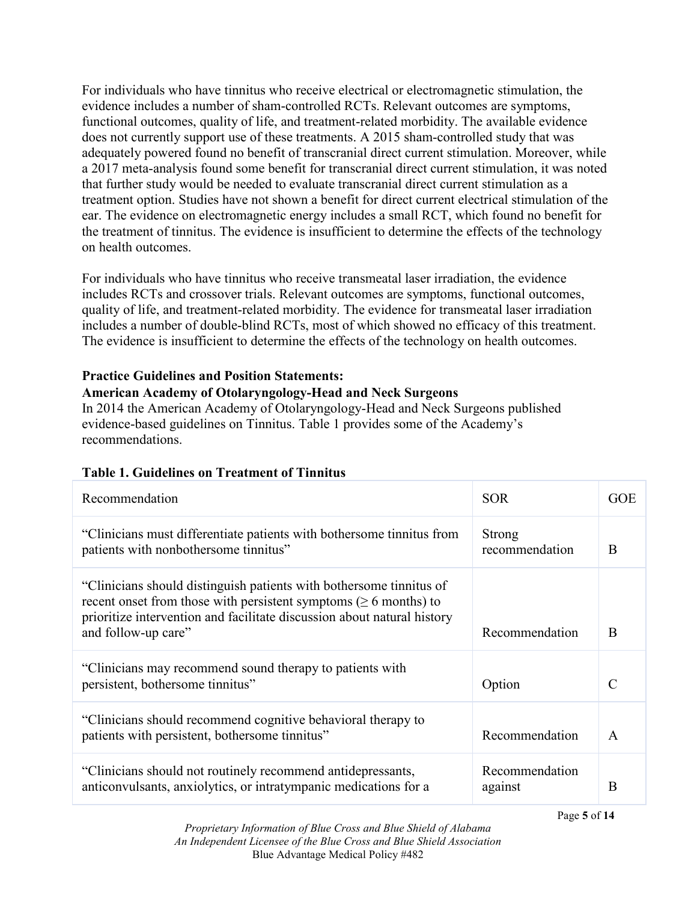For individuals who have tinnitus who receive electrical or electromagnetic stimulation, the evidence includes a number of sham-controlled RCTs. Relevant outcomes are symptoms, functional outcomes, quality of life, and treatment-related morbidity. The available evidence does not currently support use of these treatments. A 2015 sham-controlled study that was adequately powered found no benefit of transcranial direct current stimulation. Moreover, while a 2017 meta-analysis found some benefit for transcranial direct current stimulation, it was noted that further study would be needed to evaluate transcranial direct current stimulation as a treatment option. Studies have not shown a benefit for direct current electrical stimulation of the ear. The evidence on electromagnetic energy includes a small RCT, which found no benefit for the treatment of tinnitus. The evidence is insufficient to determine the effects of the technology on health outcomes.

For individuals who have tinnitus who receive transmeatal laser irradiation, the evidence includes RCTs and crossover trials. Relevant outcomes are symptoms, functional outcomes, quality of life, and treatment-related morbidity. The evidence for transmeatal laser irradiation includes a number of double-blind RCTs, most of which showed no efficacy of this treatment. The evidence is insufficient to determine the effects of the technology on health outcomes.

**Practice Guidelines and Position Statements:**

**American Academy of Otolaryngology-Head and Neck Surgeons**

In 2014 the American Academy of Otolaryngology-Head and Neck Surgeons published evidence-based guidelines on Tinnitus. Table 1 provides some of the Academy's recommendations.

**Table 1. Guidelines on Treatment of Tinnitus**

| Recommendation | SOR | GOE |
|---|---|---|
| "Clinicians must differentiate patients with bothersome tinnitus from patients with nonbothersome tinnitus" | Strong recommendation | B |
| "Clinicians should distinguish patients with bothersome tinnitus of recent onset from those with persistent symptoms (≥ 6 months) to prioritize intervention and facilitate discussion about natural history and follow-up care" | Recommendation | B |
| "Clinicians may recommend sound therapy to patients with persistent, bothersome tinnitus" | Option | C |
| "Clinicians should recommend cognitive behavioral therapy to patients with persistent, bothersome tinnitus" | Recommendation | A |
| "Clinicians should not routinely recommend antidepressants, anticonvulsants, anxiolytics, or intratympanic medications for a | Recommendation against | B |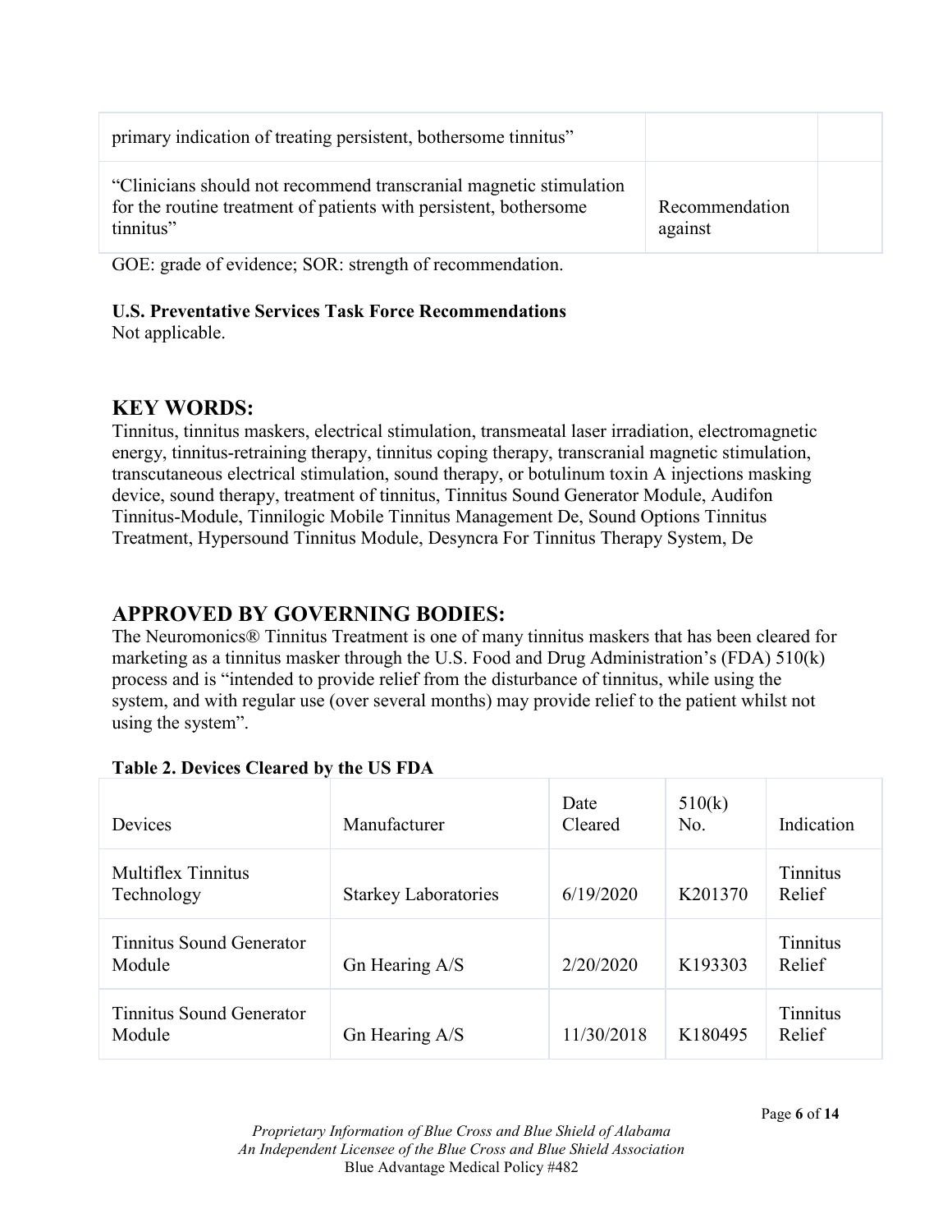| | | |
|---|---|---|
| primary indication of treating persistent, bothersome tinnitus" | | |
| "Clinicians should not recommend transcranial magnetic stimulation for the routine treatment of patients with persistent, bothersome tinnitus" | Recommendation against | |

GOE: grade of evidence; SOR: strength of recommendation.

**U.S. Preventative Services Task Force Recommendations**
Not applicable.

## KEY WORDS:

Tinnitus, tinnitus maskers, electrical stimulation, transmeatal laser irradiation, electromagnetic energy, tinnitus-retraining therapy, tinnitus coping therapy, transcranial magnetic stimulation, transcutaneous electrical stimulation, sound therapy, or botulinum toxin A injections masking device, sound therapy, treatment of tinnitus, Tinnitus Sound Generator Module, Audifon Tinnitus-Module, Tinnilogic Mobile Tinnitus Management De, Sound Options Tinnitus Treatment, Hypersound Tinnitus Module, Desyncra For Tinnitus Therapy System, De

## APPROVED BY GOVERNING BODIES:

The Neuromonics® Tinnitus Treatment is one of many tinnitus maskers that has been cleared for marketing as a tinnitus masker through the U.S. Food and Drug Administration's (FDA) 510(k) process and is "intended to provide relief from the disturbance of tinnitus, while using the system, and with regular use (over several months) may provide relief to the patient whilst not using the system".

**Table 2. Devices Cleared by the US FDA**

| Devices | Manufacturer | Date Cleared | 510(k) No. | Indication |
|---|---|---|---|---|
| Multiflex Tinnitus Technology | Starkey Laboratories | 6/19/2020 | K201370 | Tinnitus Relief |
| Tinnitus Sound Generator Module | Gn Hearing A/S | 2/20/2020 | K193303 | Tinnitus Relief |
| Tinnitus Sound Generator Module | Gn Hearing A/S | 11/30/2018 | K180495 | Tinnitus Relief |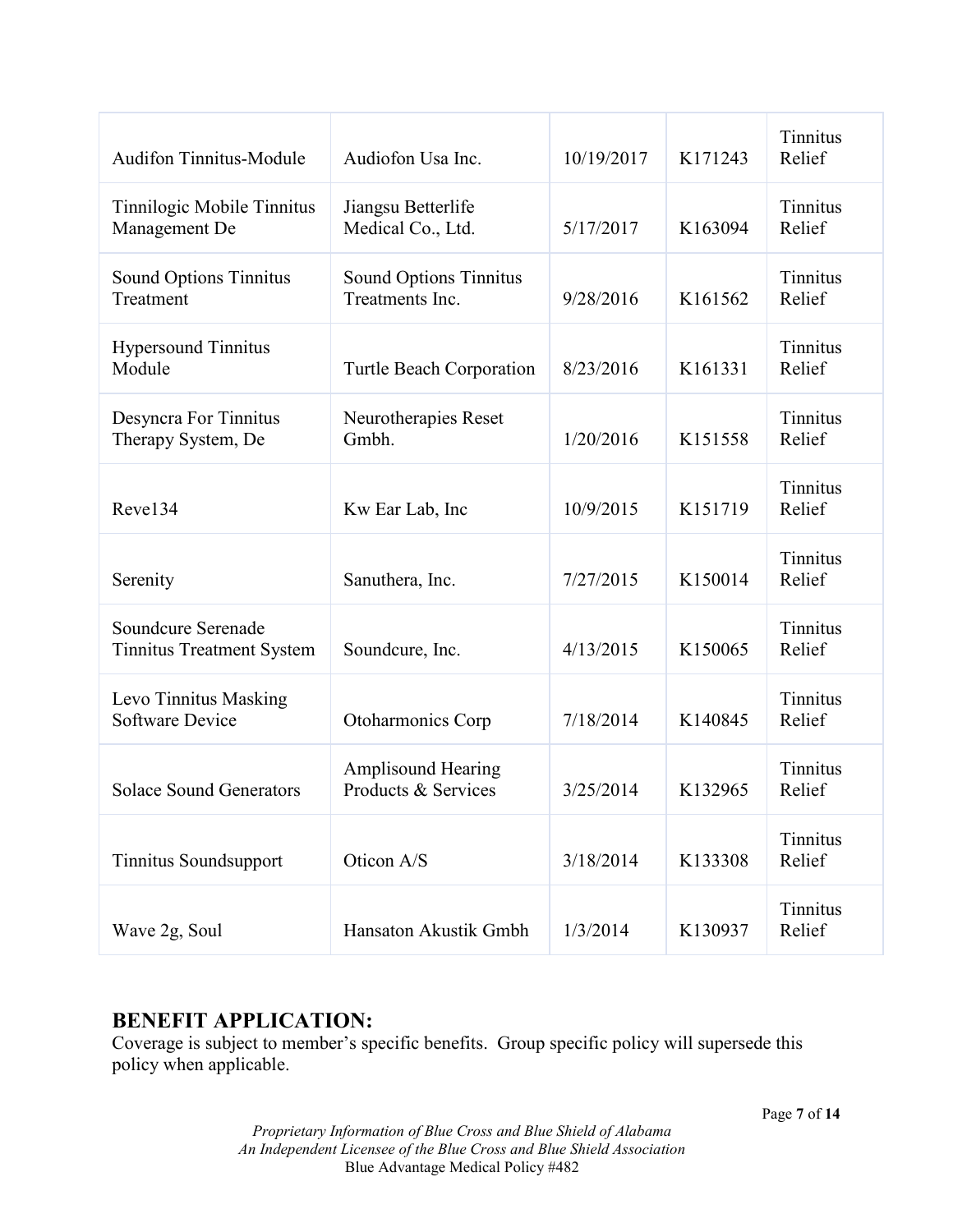| | | | | |
|---|---|---|---|---|
| Audifon Tinnitus-Module | Audiofon Usa Inc. | 10/19/2017 | K171243 | Tinnitus Relief |
| Tinnilogic Mobile Tinnitus Management De | Jiangsu Betterlife Medical Co., Ltd. | 5/17/2017 | K163094 | Tinnitus Relief |
| Sound Options Tinnitus Treatment | Sound Options Tinnitus Treatments Inc. | 9/28/2016 | K161562 | Tinnitus Relief |
| Hypersound Tinnitus Module | Turtle Beach Corporation | 8/23/2016 | K161331 | Tinnitus Relief |
| Desyncra For Tinnitus Therapy System, De | Neurotherapies Reset Gmbh. | 1/20/2016 | K151558 | Tinnitus Relief |
| Reve134 | Kw Ear Lab, Inc | 10/9/2015 | K151719 | Tinnitus Relief |
| Serenity | Sanuthera, Inc. | 7/27/2015 | K150014 | Tinnitus Relief |
| Soundcure Serenade Tinnitus Treatment System | Soundcure, Inc. | 4/13/2015 | K150065 | Tinnitus Relief |
| Levo Tinnitus Masking Software Device | Otoharmonics Corp | 7/18/2014 | K140845 | Tinnitus Relief |
| Solace Sound Generators | Amplisound Hearing Products & Services | 3/25/2014 | K132965 | Tinnitus Relief |
| Tinnitus Soundsupport | Oticon A/S | 3/18/2014 | K133308 | Tinnitus Relief |
| Wave 2g, Soul | Hansaton Akustik Gmbh | 1/3/2014 | K130937 | Tinnitus Relief |

## BENEFIT APPLICATION:

Coverage is subject to member's specific benefits. Group specific policy will supersede this policy when applicable.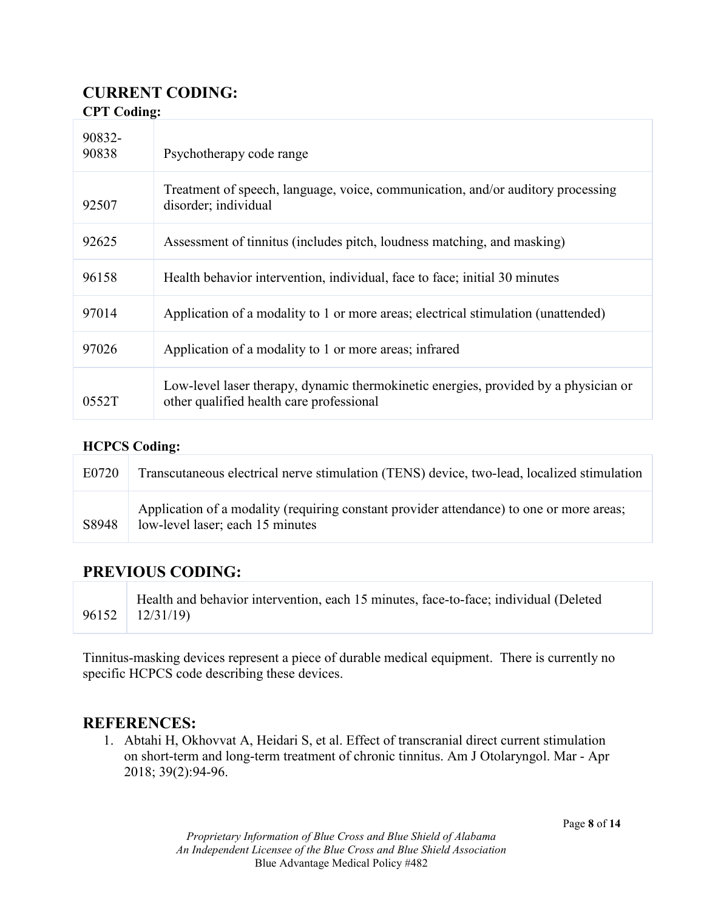## CURRENT CODING:

### CPT Coding:

| | |
|---|---|
| 90832-90838 | Psychotherapy code range |
| 92507 | Treatment of speech, language, voice, communication, and/or auditory processing disorder; individual |
| 92625 | Assessment of tinnitus (includes pitch, loudness matching, and masking) |
| 96158 | Health behavior intervention, individual, face to face; initial 30 minutes |
| 97014 | Application of a modality to 1 or more areas; electrical stimulation (unattended) |
| 97026 | Application of a modality to 1 or more areas; infrared |
| 0552T | Low-level laser therapy, dynamic thermokinetic energies, provided by a physician or other qualified health care professional |

### HCPCS Coding:

| | |
|---|---|
| E0720 | Transcutaneous electrical nerve stimulation (TENS) device, two-lead, localized stimulation |
| S8948 | Application of a modality (requiring constant provider attendance) to one or more areas; low-level laser; each 15 minutes |

## PREVIOUS CODING:

| | |
|---|---|
| 96152 | Health and behavior intervention, each 15 minutes, face-to-face; individual (Deleted 12/31/19) |

Tinnitus-masking devices represent a piece of durable medical equipment. There is currently no specific HCPCS code describing these devices.

## REFERENCES:

1. Abtahi H, Okhovvat A, Heidari S, et al. Effect of transcranial direct current stimulation on short-term and long-term treatment of chronic tinnitus. Am J Otolaryngol. Mar - Apr 2018; 39(2):94-96.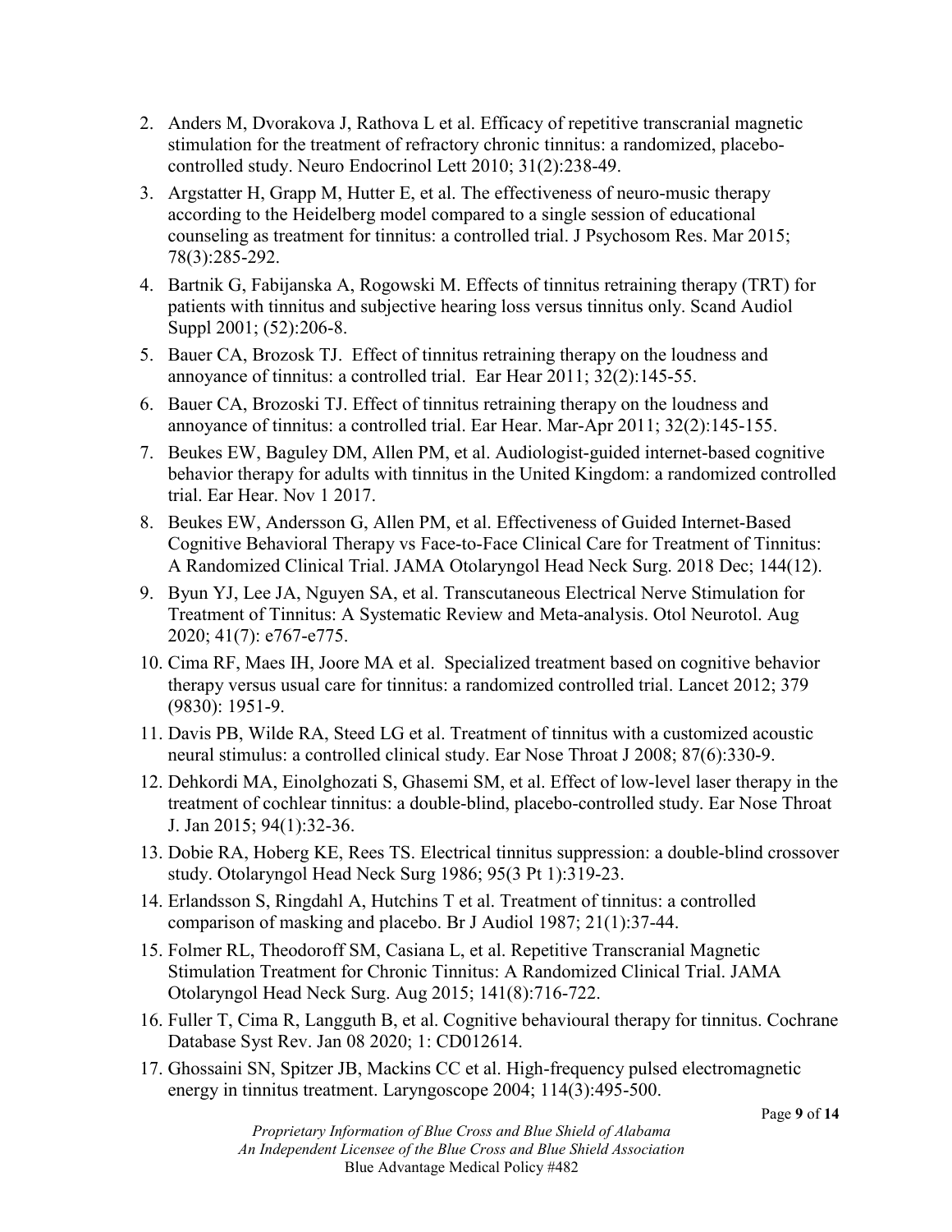2. Anders M, Dvorakova J, Rathova L et al. Efficacy of repetitive transcranial magnetic stimulation for the treatment of refractory chronic tinnitus: a randomized, placebo-controlled study. Neuro Endocrinol Lett 2010; 31(2):238-49.
3. Argstatter H, Grapp M, Hutter E, et al. The effectiveness of neuro-music therapy according to the Heidelberg model compared to a single session of educational counseling as treatment for tinnitus: a controlled trial. J Psychosom Res. Mar 2015; 78(3):285-292.
4. Bartnik G, Fabijanska A, Rogowski M. Effects of tinnitus retraining therapy (TRT) for patients with tinnitus and subjective hearing loss versus tinnitus only. Scand Audiol Suppl 2001; (52):206-8.
5. Bauer CA, Brozosk TJ. Effect of tinnitus retraining therapy on the loudness and annoyance of tinnitus: a controlled trial. Ear Hear 2011; 32(2):145-55.
6. Bauer CA, Brozoski TJ. Effect of tinnitus retraining therapy on the loudness and annoyance of tinnitus: a controlled trial. Ear Hear. Mar-Apr 2011; 32(2):145-155.
7. Beukes EW, Baguley DM, Allen PM, et al. Audiologist-guided internet-based cognitive behavior therapy for adults with tinnitus in the United Kingdom: a randomized controlled trial. Ear Hear. Nov 1 2017.
8. Beukes EW, Andersson G, Allen PM, et al. Effectiveness of Guided Internet-Based Cognitive Behavioral Therapy vs Face-to-Face Clinical Care for Treatment of Tinnitus: A Randomized Clinical Trial. JAMA Otolaryngol Head Neck Surg. 2018 Dec; 144(12).
9. Byun YJ, Lee JA, Nguyen SA, et al. Transcutaneous Electrical Nerve Stimulation for Treatment of Tinnitus: A Systematic Review and Meta-analysis. Otol Neurotol. Aug 2020; 41(7): e767-e775.
10. Cima RF, Maes IH, Joore MA et al. Specialized treatment based on cognitive behavior therapy versus usual care for tinnitus: a randomized controlled trial. Lancet 2012; 379 (9830): 1951-9.
11. Davis PB, Wilde RA, Steed LG et al. Treatment of tinnitus with a customized acoustic neural stimulus: a controlled clinical study. Ear Nose Throat J 2008; 87(6):330-9.
12. Dehkordi MA, Einolghozati S, Ghasemi SM, et al. Effect of low-level laser therapy in the treatment of cochlear tinnitus: a double-blind, placebo-controlled study. Ear Nose Throat J. Jan 2015; 94(1):32-36.
13. Dobie RA, Hoberg KE, Rees TS. Electrical tinnitus suppression: a double-blind crossover study. Otolaryngol Head Neck Surg 1986; 95(3 Pt 1):319-23.
14. Erlandsson S, Ringdahl A, Hutchins T et al. Treatment of tinnitus: a controlled comparison of masking and placebo. Br J Audiol 1987; 21(1):37-44.
15. Folmer RL, Theodoroff SM, Casiana L, et al. Repetitive Transcranial Magnetic Stimulation Treatment for Chronic Tinnitus: A Randomized Clinical Trial. JAMA Otolaryngol Head Neck Surg. Aug 2015; 141(8):716-722.
16. Fuller T, Cima R, Langguth B, et al. Cognitive behavioural therapy for tinnitus. Cochrane Database Syst Rev. Jan 08 2020; 1: CD012614.
17. Ghossaini SN, Spitzer JB, Mackins CC et al. High-frequency pulsed electromagnetic energy in tinnitus treatment. Laryngoscope 2004; 114(3):495-500.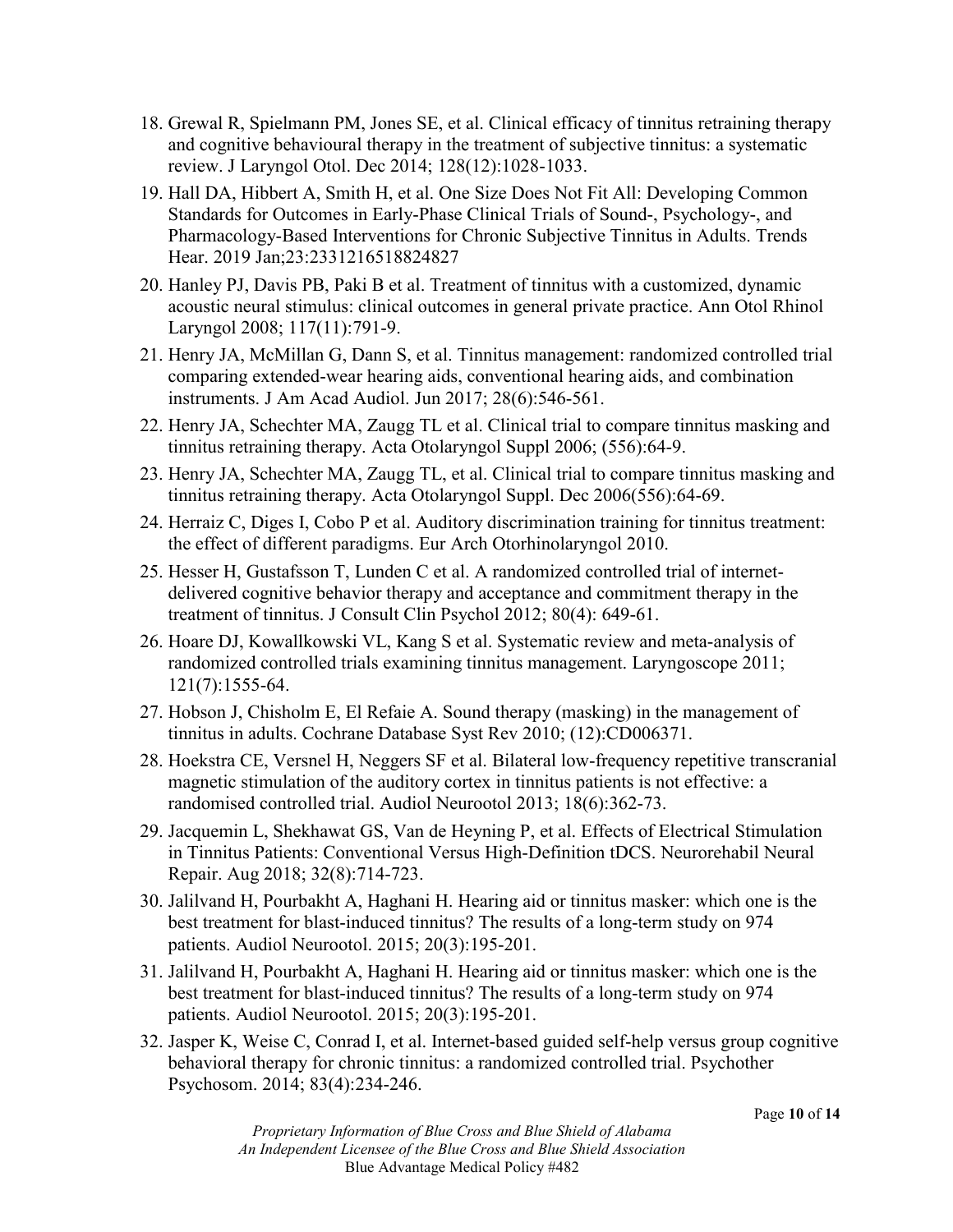18. Grewal R, Spielmann PM, Jones SE, et al. Clinical efficacy of tinnitus retraining therapy and cognitive behavioural therapy in the treatment of subjective tinnitus: a systematic review. J Laryngol Otol. Dec 2014; 128(12):1028-1033.
19. Hall DA, Hibbert A, Smith H, et al. One Size Does Not Fit All: Developing Common Standards for Outcomes in Early-Phase Clinical Trials of Sound-, Psychology-, and Pharmacology-Based Interventions for Chronic Subjective Tinnitus in Adults. Trends Hear. 2019 Jan;23:2331216518824827
20. Hanley PJ, Davis PB, Paki B et al. Treatment of tinnitus with a customized, dynamic acoustic neural stimulus: clinical outcomes in general private practice. Ann Otol Rhinol Laryngol 2008; 117(11):791-9.
21. Henry JA, McMillan G, Dann S, et al. Tinnitus management: randomized controlled trial comparing extended-wear hearing aids, conventional hearing aids, and combination instruments. J Am Acad Audiol. Jun 2017; 28(6):546-561.
22. Henry JA, Schechter MA, Zaugg TL et al. Clinical trial to compare tinnitus masking and tinnitus retraining therapy. Acta Otolaryngol Suppl 2006; (556):64-9.
23. Henry JA, Schechter MA, Zaugg TL, et al. Clinical trial to compare tinnitus masking and tinnitus retraining therapy. Acta Otolaryngol Suppl. Dec 2006(556):64-69.
24. Herraiz C, Diges I, Cobo P et al. Auditory discrimination training for tinnitus treatment: the effect of different paradigms. Eur Arch Otorhinolaryngol 2010.
25. Hesser H, Gustafsson T, Lunden C et al. A randomized controlled trial of internet-delivered cognitive behavior therapy and acceptance and commitment therapy in the treatment of tinnitus. J Consult Clin Psychol 2012; 80(4): 649-61.
26. Hoare DJ, Kowallkowski VL, Kang S et al. Systematic review and meta-analysis of randomized controlled trials examining tinnitus management. Laryngoscope 2011; 121(7):1555-64.
27. Hobson J, Chisholm E, El Refaie A. Sound therapy (masking) in the management of tinnitus in adults. Cochrane Database Syst Rev 2010; (12):CD006371.
28. Hoekstra CE, Versnel H, Neggers SF et al. Bilateral low-frequency repetitive transcranial magnetic stimulation of the auditory cortex in tinnitus patients is not effective: a randomised controlled trial. Audiol Neurootol 2013; 18(6):362-73.
29. Jacquemin L, Shekhawat GS, Van de Heyning P, et al. Effects of Electrical Stimulation in Tinnitus Patients: Conventional Versus High-Definition tDCS. Neurorehabil Neural Repair. Aug 2018; 32(8):714-723.
30. Jalilvand H, Pourbakht A, Haghani H. Hearing aid or tinnitus masker: which one is the best treatment for blast-induced tinnitus? The results of a long-term study on 974 patients. Audiol Neurootol. 2015; 20(3):195-201.
31. Jalilvand H, Pourbakht A, Haghani H. Hearing aid or tinnitus masker: which one is the best treatment for blast-induced tinnitus? The results of a long-term study on 974 patients. Audiol Neurootol. 2015; 20(3):195-201.
32. Jasper K, Weise C, Conrad I, et al. Internet-based guided self-help versus group cognitive behavioral therapy for chronic tinnitus: a randomized controlled trial. Psychother Psychosom. 2014; 83(4):234-246.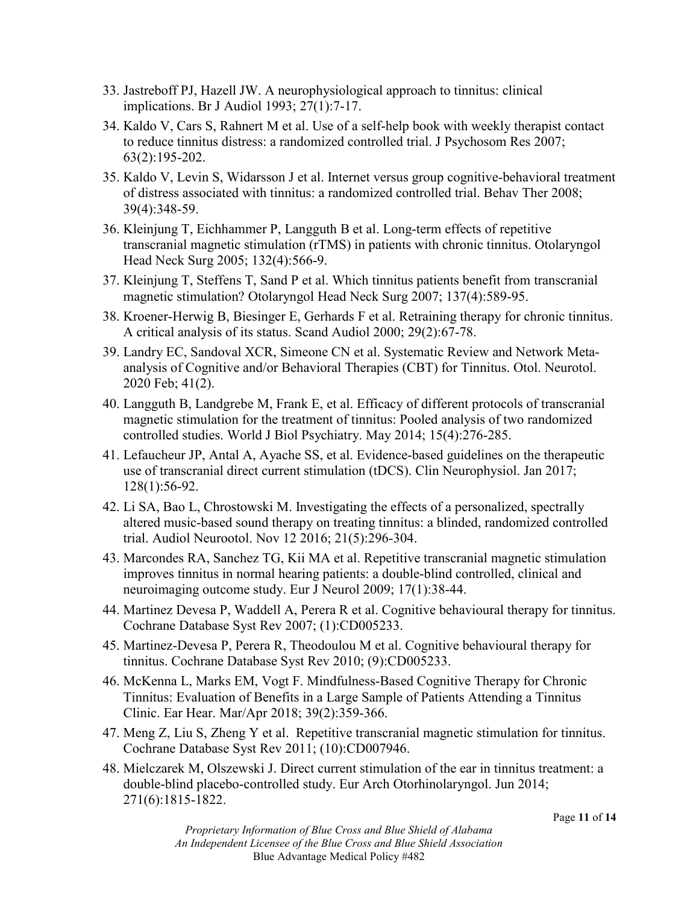33. Jastreboff PJ, Hazell JW. A neurophysiological approach to tinnitus: clinical implications. Br J Audiol 1993; 27(1):7-17.
34. Kaldo V, Cars S, Rahnert M et al. Use of a self-help book with weekly therapist contact to reduce tinnitus distress: a randomized controlled trial. J Psychosom Res 2007; 63(2):195-202.
35. Kaldo V, Levin S, Widarsson J et al. Internet versus group cognitive-behavioral treatment of distress associated with tinnitus: a randomized controlled trial. Behav Ther 2008; 39(4):348-59.
36. Kleinjung T, Eichhammer P, Langguth B et al. Long-term effects of repetitive transcranial magnetic stimulation (rTMS) in patients with chronic tinnitus. Otolaryngol Head Neck Surg 2005; 132(4):566-9.
37. Kleinjung T, Steffens T, Sand P et al. Which tinnitus patients benefit from transcranial magnetic stimulation? Otolaryngol Head Neck Surg 2007; 137(4):589-95.
38. Kroener-Herwig B, Biesinger E, Gerhards F et al. Retraining therapy for chronic tinnitus. A critical analysis of its status. Scand Audiol 2000; 29(2):67-78.
39. Landry EC, Sandoval XCR, Simeone CN et al. Systematic Review and Network Meta-analysis of Cognitive and/or Behavioral Therapies (CBT) for Tinnitus. Otol. Neurotol. 2020 Feb; 41(2).
40. Langguth B, Landgrebe M, Frank E, et al. Efficacy of different protocols of transcranial magnetic stimulation for the treatment of tinnitus: Pooled analysis of two randomized controlled studies. World J Biol Psychiatry. May 2014; 15(4):276-285.
41. Lefaucheur JP, Antal A, Ayache SS, et al. Evidence-based guidelines on the therapeutic use of transcranial direct current stimulation (tDCS). Clin Neurophysiol. Jan 2017; 128(1):56-92.
42. Li SA, Bao L, Chrostowski M. Investigating the effects of a personalized, spectrally altered music-based sound therapy on treating tinnitus: a blinded, randomized controlled trial. Audiol Neurootol. Nov 12 2016; 21(5):296-304.
43. Marcondes RA, Sanchez TG, Kii MA et al. Repetitive transcranial magnetic stimulation improves tinnitus in normal hearing patients: a double-blind controlled, clinical and neuroimaging outcome study. Eur J Neurol 2009; 17(1):38-44.
44. Martinez Devesa P, Waddell A, Perera R et al. Cognitive behavioural therapy for tinnitus. Cochrane Database Syst Rev 2007; (1):CD005233.
45. Martinez-Devesa P, Perera R, Theodoulou M et al. Cognitive behavioural therapy for tinnitus. Cochrane Database Syst Rev 2010; (9):CD005233.
46. McKenna L, Marks EM, Vogt F. Mindfulness-Based Cognitive Therapy for Chronic Tinnitus: Evaluation of Benefits in a Large Sample of Patients Attending a Tinnitus Clinic. Ear Hear. Mar/Apr 2018; 39(2):359-366.
47. Meng Z, Liu S, Zheng Y et al. Repetitive transcranial magnetic stimulation for tinnitus. Cochrane Database Syst Rev 2011; (10):CD007946.
48. Mielczarek M, Olszewski J. Direct current stimulation of the ear in tinnitus treatment: a double-blind placebo-controlled study. Eur Arch Otorhinolaryngol. Jun 2014; 271(6):1815-1822.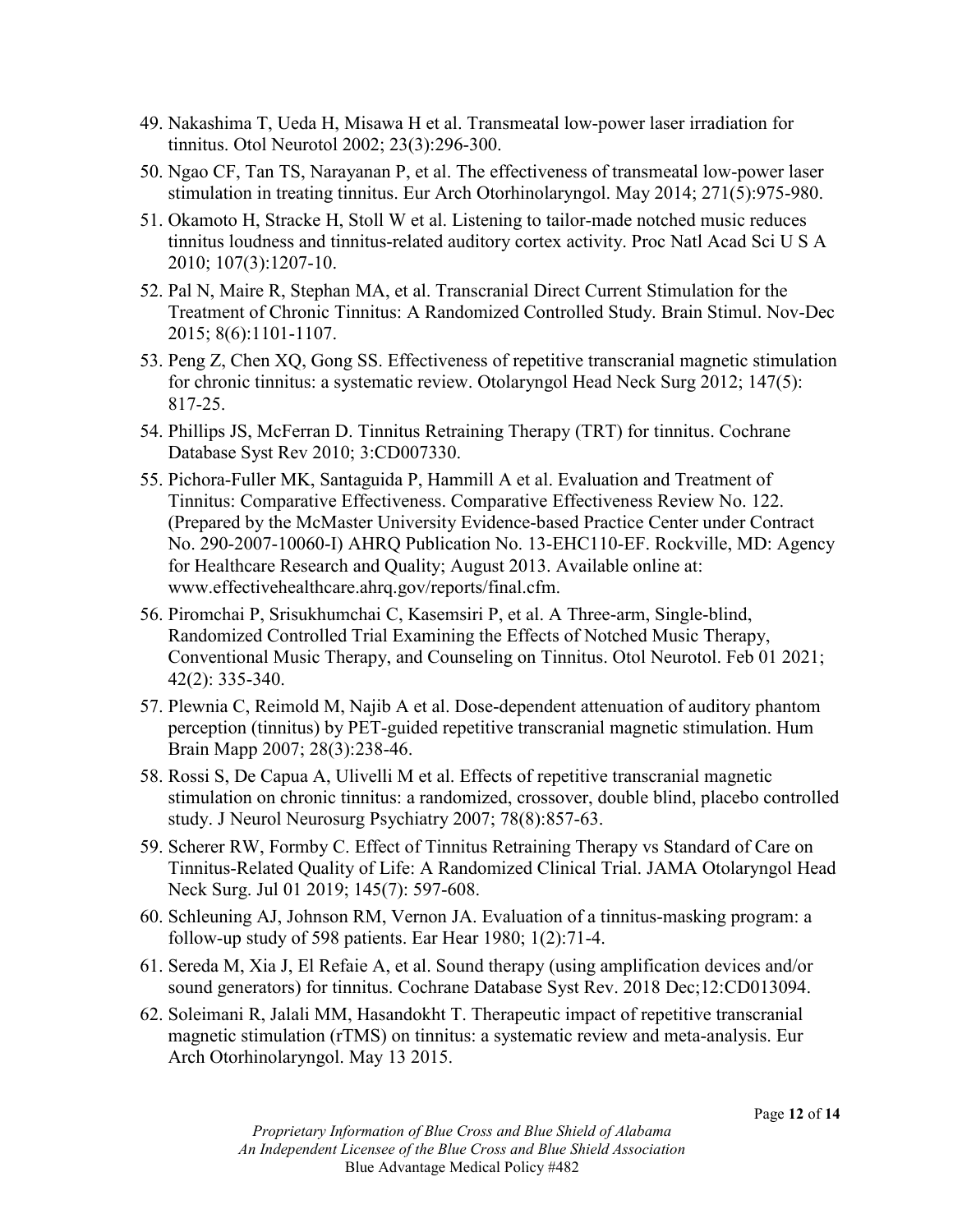49. Nakashima T, Ueda H, Misawa H et al. Transmeatal low-power laser irradiation for tinnitus. Otol Neurotol 2002; 23(3):296-300.
50. Ngao CF, Tan TS, Narayanan P, et al. The effectiveness of transmeatal low-power laser stimulation in treating tinnitus. Eur Arch Otorhinolaryngol. May 2014; 271(5):975-980.
51. Okamoto H, Stracke H, Stoll W et al. Listening to tailor-made notched music reduces tinnitus loudness and tinnitus-related auditory cortex activity. Proc Natl Acad Sci U S A 2010; 107(3):1207-10.
52. Pal N, Maire R, Stephan MA, et al. Transcranial Direct Current Stimulation for the Treatment of Chronic Tinnitus: A Randomized Controlled Study. Brain Stimul. Nov-Dec 2015; 8(6):1101-1107.
53. Peng Z, Chen XQ, Gong SS. Effectiveness of repetitive transcranial magnetic stimulation for chronic tinnitus: a systematic review. Otolaryngol Head Neck Surg 2012; 147(5): 817-25.
54. Phillips JS, McFerran D. Tinnitus Retraining Therapy (TRT) for tinnitus. Cochrane Database Syst Rev 2010; 3:CD007330.
55. Pichora-Fuller MK, Santaguida P, Hammill A et al. Evaluation and Treatment of Tinnitus: Comparative Effectiveness. Comparative Effectiveness Review No. 122. (Prepared by the McMaster University Evidence-based Practice Center under Contract No. 290-2007-10060-I) AHRQ Publication No. 13-EHC110-EF. Rockville, MD: Agency for Healthcare Research and Quality; August 2013. Available online at: www.effectivehealthcare.ahrq.gov/reports/final.cfm.
56. Piromchai P, Srisukhumchai C, Kasemsiri P, et al. A Three-arm, Single-blind, Randomized Controlled Trial Examining the Effects of Notched Music Therapy, Conventional Music Therapy, and Counseling on Tinnitus. Otol Neurotol. Feb 01 2021; 42(2): 335-340.
57. Plewnia C, Reimold M, Najib A et al. Dose-dependent attenuation of auditory phantom perception (tinnitus) by PET-guided repetitive transcranial magnetic stimulation. Hum Brain Mapp 2007; 28(3):238-46.
58. Rossi S, De Capua A, Ulivelli M et al. Effects of repetitive transcranial magnetic stimulation on chronic tinnitus: a randomized, crossover, double blind, placebo controlled study. J Neurol Neurosurg Psychiatry 2007; 78(8):857-63.
59. Scherer RW, Formby C. Effect of Tinnitus Retraining Therapy vs Standard of Care on Tinnitus-Related Quality of Life: A Randomized Clinical Trial. JAMA Otolaryngol Head Neck Surg. Jul 01 2019; 145(7): 597-608.
60. Schleuning AJ, Johnson RM, Vernon JA. Evaluation of a tinnitus-masking program: a follow-up study of 598 patients. Ear Hear 1980; 1(2):71-4.
61. Sereda M, Xia J, El Refaie A, et al. Sound therapy (using amplification devices and/or sound generators) for tinnitus. Cochrane Database Syst Rev. 2018 Dec;12:CD013094.
62. Soleimani R, Jalali MM, Hasandokht T. Therapeutic impact of repetitive transcranial magnetic stimulation (rTMS) on tinnitus: a systematic review and meta-analysis. Eur Arch Otorhinolaryngol. May 13 2015.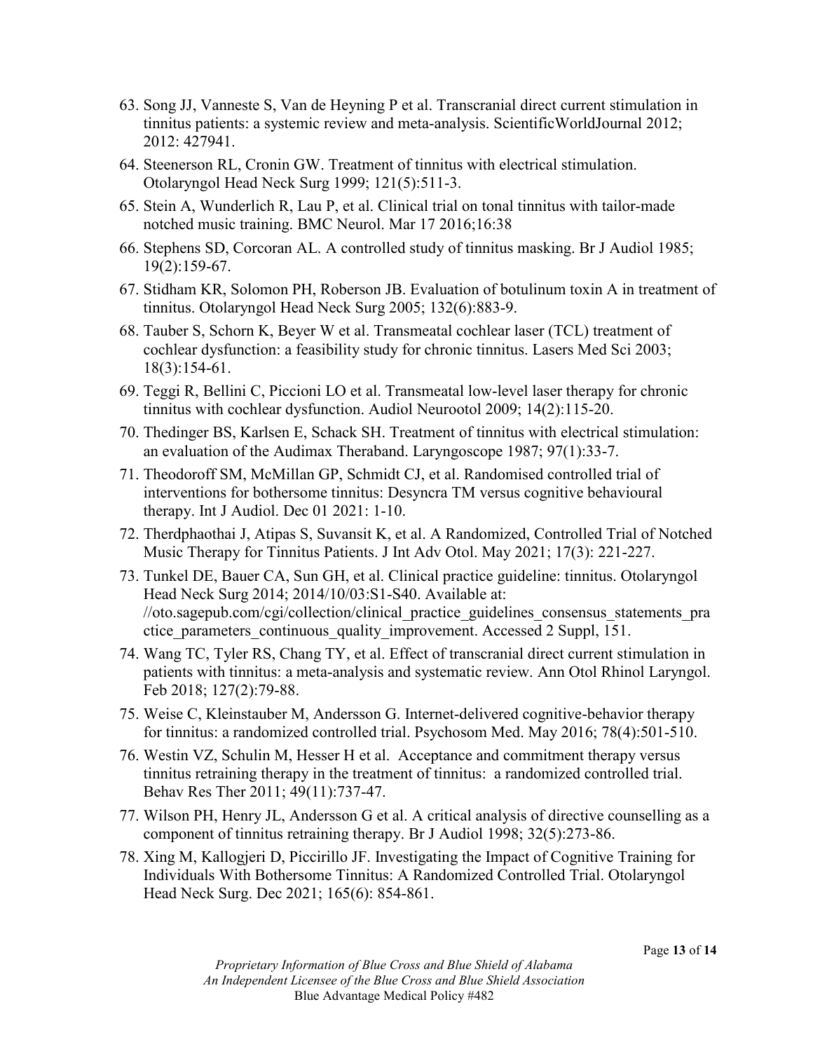63. Song JJ, Vanneste S, Van de Heyning P et al. Transcranial direct current stimulation in tinnitus patients: a systemic review and meta-analysis. ScientificWorldJournal 2012; 2012: 427941.
64. Steenerson RL, Cronin GW. Treatment of tinnitus with electrical stimulation. Otolaryngol Head Neck Surg 1999; 121(5):511-3.
65. Stein A, Wunderlich R, Lau P, et al. Clinical trial on tonal tinnitus with tailor-made notched music training. BMC Neurol. Mar 17 2016;16:38
66. Stephens SD, Corcoran AL. A controlled study of tinnitus masking. Br J Audiol 1985; 19(2):159-67.
67. Stidham KR, Solomon PH, Roberson JB. Evaluation of botulinum toxin A in treatment of tinnitus. Otolaryngol Head Neck Surg 2005; 132(6):883-9.
68. Tauber S, Schorn K, Beyer W et al. Transmeatal cochlear laser (TCL) treatment of cochlear dysfunction: a feasibility study for chronic tinnitus. Lasers Med Sci 2003; 18(3):154-61.
69. Teggi R, Bellini C, Piccioni LO et al. Transmeatal low-level laser therapy for chronic tinnitus with cochlear dysfunction. Audiol Neurootol 2009; 14(2):115-20.
70. Thedinger BS, Karlsen E, Schack SH. Treatment of tinnitus with electrical stimulation: an evaluation of the Audimax Theraband. Laryngoscope 1987; 97(1):33-7.
71. Theodoroff SM, McMillan GP, Schmidt CJ, et al. Randomised controlled trial of interventions for bothersome tinnitus: Desyncra TM versus cognitive behavioural therapy. Int J Audiol. Dec 01 2021: 1-10.
72. Therdphaothai J, Atipas S, Suvansit K, et al. A Randomized, Controlled Trial of Notched Music Therapy for Tinnitus Patients. J Int Adv Otol. May 2021; 17(3): 221-227.
73. Tunkel DE, Bauer CA, Sun GH, et al. Clinical practice guideline: tinnitus. Otolaryngol Head Neck Surg 2014; 2014/10/03:S1-S40. Available at: //oto.sagepub.com/cgi/collection/clinical_practice_guidelines_consensus_statements_practice_parameters_continuous_quality_improvement. Accessed 2 Suppl, 151.
74. Wang TC, Tyler RS, Chang TY, et al. Effect of transcranial direct current stimulation in patients with tinnitus: a meta-analysis and systematic review. Ann Otol Rhinol Laryngol. Feb 2018; 127(2):79-88.
75. Weise C, Kleinstauber M, Andersson G. Internet-delivered cognitive-behavior therapy for tinnitus: a randomized controlled trial. Psychosom Med. May 2016; 78(4):501-510.
76. Westin VZ, Schulin M, Hesser H et al. Acceptance and commitment therapy versus tinnitus retraining therapy in the treatment of tinnitus: a randomized controlled trial. Behav Res Ther 2011; 49(11):737-47.
77. Wilson PH, Henry JL, Andersson G et al. A critical analysis of directive counselling as a component of tinnitus retraining therapy. Br J Audiol 1998; 32(5):273-86.
78. Xing M, Kallogjeri D, Piccirillo JF. Investigating the Impact of Cognitive Training for Individuals With Bothersome Tinnitus: A Randomized Controlled Trial. Otolaryngol Head Neck Surg. Dec 2021; 165(6): 854-861.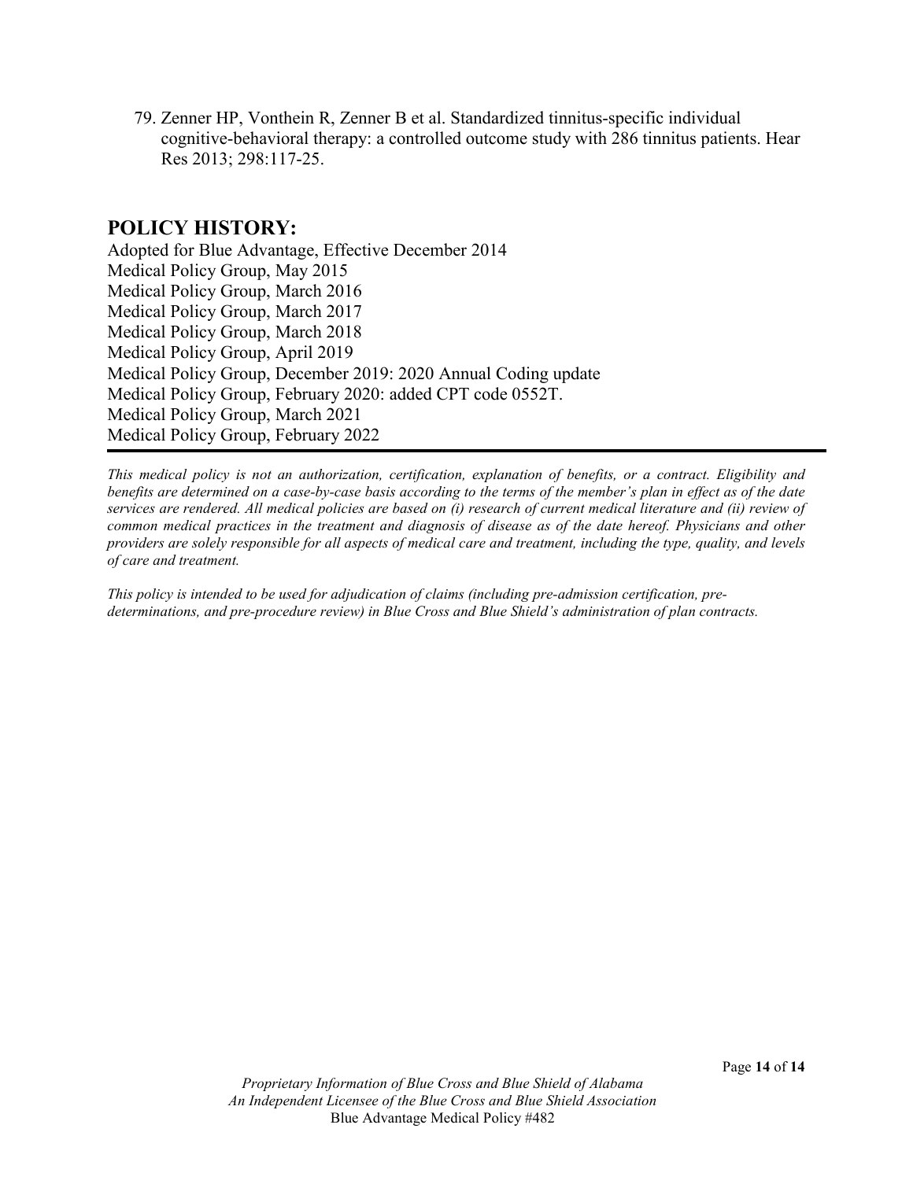79. Zenner HP, Vonthein R, Zenner B et al. Standardized tinnitus-specific individual cognitive-behavioral therapy: a controlled outcome study with 286 tinnitus patients. Hear Res 2013; 298:117-25.

## POLICY HISTORY:

Adopted for Blue Advantage, Effective December 2014
Medical Policy Group, May 2015
Medical Policy Group, March 2016
Medical Policy Group, March 2017
Medical Policy Group, March 2018
Medical Policy Group, April 2019
Medical Policy Group, December 2019: 2020 Annual Coding update
Medical Policy Group, February 2020: added CPT code 0552T.
Medical Policy Group, March 2021
Medical Policy Group, February 2022

---

*This medical policy is not an authorization, certification, explanation of benefits, or a contract. Eligibility and benefits are determined on a case-by-case basis according to the terms of the member's plan in effect as of the date services are rendered. All medical policies are based on (i) research of current medical literature and (ii) review of common medical practices in the treatment and diagnosis of disease as of the date hereof. Physicians and other providers are solely responsible for all aspects of medical care and treatment, including the type, quality, and levels of care and treatment.*

*This policy is intended to be used for adjudication of claims (including pre-admission certification, pre-determinations, and pre-procedure review) in Blue Cross and Blue Shield's administration of plan contracts.*